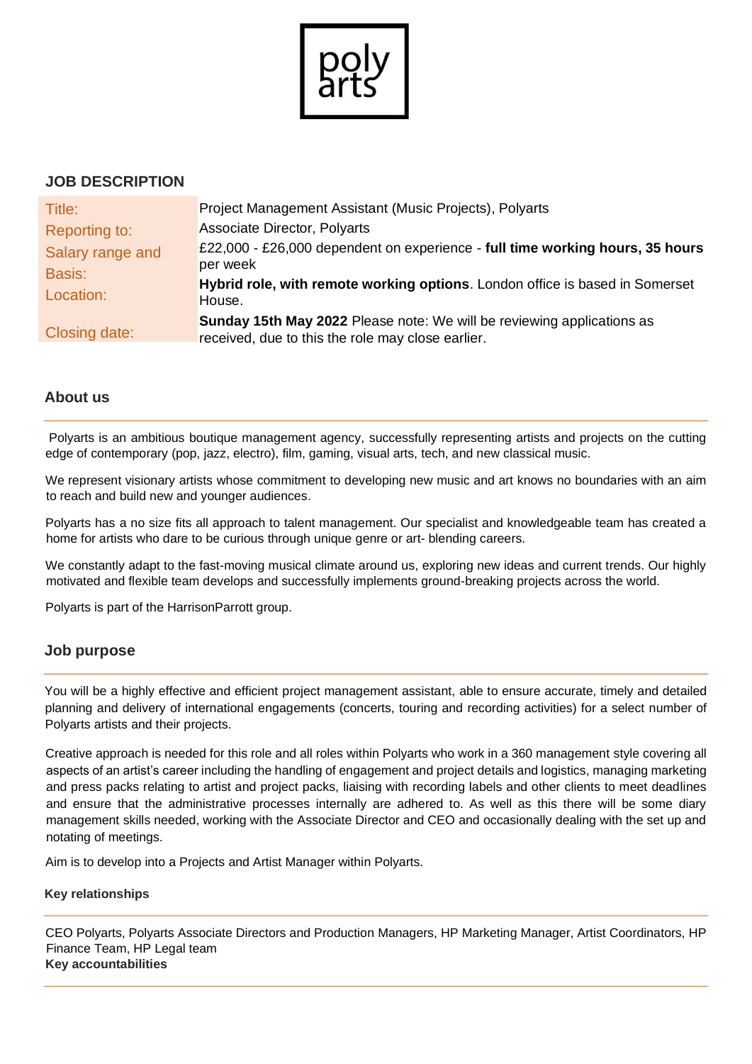poly arts

## JOB DESCRIPTION

| | |
|---|---|
| Title: | Project Management Assistant (Music Projects), Polyarts |
| Reporting to: | Associate Director, Polyarts |
| Salary range and Basis: | £22,000 - £26,000 dependent on experience - **full time working hours, 35 hours** per week |
| Location: | **Hybrid role, with remote working options**. London office is based in Somerset House. |
| Closing date: | **Sunday 15th May 2022** Please note: We will be reviewing applications as received, due to this the role may close earlier. |

## About us

Polyarts is an ambitious boutique management agency, successfully representing artists and projects on the cutting edge of contemporary (pop, jazz, electro), film, gaming, visual arts, tech, and new classical music.

We represent visionary artists whose commitment to developing new music and art knows no boundaries with an aim to reach and build new and younger audiences.

Polyarts has a no size fits all approach to talent management. Our specialist and knowledgeable team has created a home for artists who dare to be curious through unique genre or art- blending careers.

We constantly adapt to the fast-moving musical climate around us, exploring new ideas and current trends. Our highly motivated and flexible team develops and successfully implements ground-breaking projects across the world.

Polyarts is part of the HarrisonParrott group.

## Job purpose

You will be a highly effective and efficient project management assistant, able to ensure accurate, timely and detailed planning and delivery of international engagements (concerts, touring and recording activities) for a select number of Polyarts artists and their projects.

Creative approach is needed for this role and all roles within Polyarts who work in a 360 management style covering all aspects of an artist's career including the handling of engagement and project details and logistics, managing marketing and press packs relating to artist and project packs, liaising with recording labels and other clients to meet deadlines and ensure that the administrative processes internally are adhered to. As well as this there will be some diary management skills needed, working with the Associate Director and CEO and occasionally dealing with the set up and notating of meetings.

Aim is to develop into a Projects and Artist Manager within Polyarts.

### Key relationships

CEO Polyarts, Polyarts Associate Directors and Production Managers, HP Marketing Manager, Artist Coordinators, HP Finance Team, HP Legal team

### Key accountabilities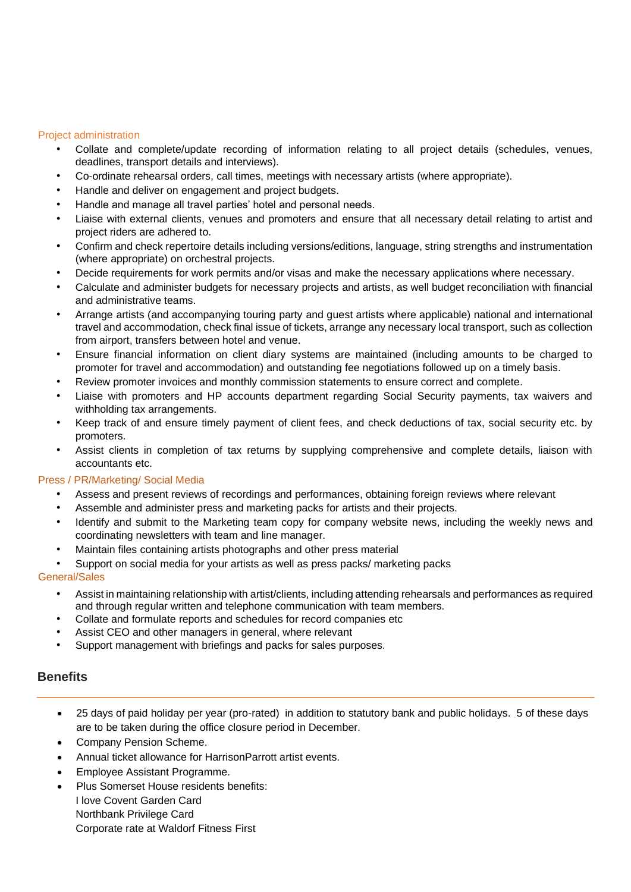### Project administration

- Collate and complete/update recording of information relating to all project details (schedules, venues, deadlines, transport details and interviews).
- Co-ordinate rehearsal orders, call times, meetings with necessary artists (where appropriate).
- Handle and deliver on engagement and project budgets.
- Handle and manage all travel parties' hotel and personal needs.
- Liaise with external clients, venues and promoters and ensure that all necessary detail relating to artist and project riders are adhered to.
- Confirm and check repertoire details including versions/editions, language, string strengths and instrumentation (where appropriate) on orchestral projects.
- Decide requirements for work permits and/or visas and make the necessary applications where necessary.
- Calculate and administer budgets for necessary projects and artists, as well budget reconciliation with financial and administrative teams.
- Arrange artists (and accompanying touring party and guest artists where applicable) national and international travel and accommodation, check final issue of tickets, arrange any necessary local transport, such as collection from airport, transfers between hotel and venue.
- Ensure financial information on client diary systems are maintained (including amounts to be charged to promoter for travel and accommodation) and outstanding fee negotiations followed up on a timely basis.
- Review promoter invoices and monthly commission statements to ensure correct and complete.
- Liaise with promoters and HP accounts department regarding Social Security payments, tax waivers and withholding tax arrangements.
- Keep track of and ensure timely payment of client fees, and check deductions of tax, social security etc. by promoters.
- Assist clients in completion of tax returns by supplying comprehensive and complete details, liaison with accountants etc.

### Press / PR/Marketing/ Social Media

- Assess and present reviews of recordings and performances, obtaining foreign reviews where relevant
- Assemble and administer press and marketing packs for artists and their projects.
- Identify and submit to the Marketing team copy for company website news, including the weekly news and coordinating newsletters with team and line manager.
- Maintain files containing artists photographs and other press material
- Support on social media for your artists as well as press packs/ marketing packs

### General/Sales

- Assist in maintaining relationship with artist/clients, including attending rehearsals and performances as required and through regular written and telephone communication with team members.
- Collate and formulate reports and schedules for record companies etc
- Assist CEO and other managers in general, where relevant
- Support management with briefings and packs for sales purposes.

## Benefits

- 25 days of paid holiday per year (pro-rated) in addition to statutory bank and public holidays. 5 of these days are to be taken during the office closure period in December.
- Company Pension Scheme.
- Annual ticket allowance for HarrisonParrott artist events.
- Employee Assistant Programme.
- Plus Somerset House residents benefits:
  I love Covent Garden Card
  Northbank Privilege Card
  Corporate rate at Waldorf Fitness First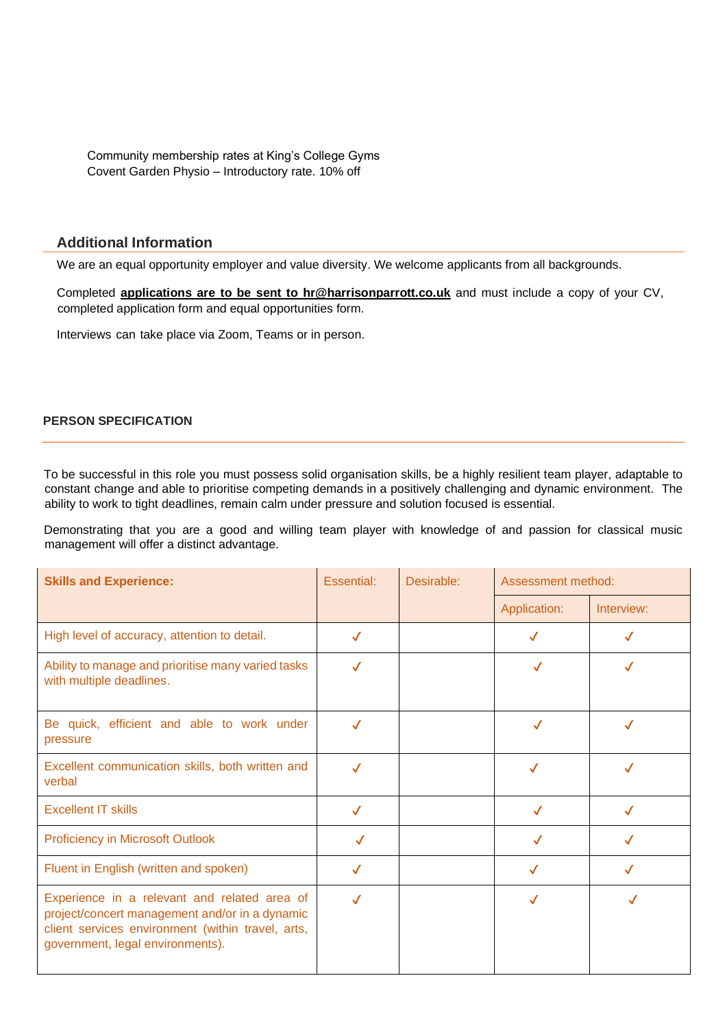Community membership rates at King's College Gyms
Covent Garden Physio – Introductory rate. 10% off

## Additional Information

We are an equal opportunity employer and value diversity. We welcome applicants from all backgrounds.

Completed **applications are to be sent to hr@harrisonparrott.co.uk** and must include a copy of your CV, completed application form and equal opportunities form.

Interviews can take place via Zoom, Teams or in person.

## PERSON SPECIFICATION

To be successful in this role you must possess solid organisation skills, be a highly resilient team player, adaptable to constant change and able to prioritise competing demands in a positively challenging and dynamic environment. The ability to work to tight deadlines, remain calm under pressure and solution focused is essential.

Demonstrating that you are a good and willing team player with knowledge of and passion for classical music management will offer a distinct advantage.

| **Skills and Experience:** | Essential: | Desirable: | Assessment method: | |
|---|---|---|---|---|
| | | | Application: | Interview: |
| High level of accuracy, attention to detail. | ✓ | | ✓ | ✓ |
| Ability to manage and prioritise many varied tasks with multiple deadlines. | ✓ | | ✓ | ✓ |
| Be quick, efficient and able to work under pressure | ✓ | | ✓ | ✓ |
| Excellent communication skills, both written and verbal | ✓ | | ✓ | ✓ |
| Excellent IT skills | ✓ | | ✓ | ✓ |
| Proficiency in Microsoft Outlook | ✓ | | ✓ | ✓ |
| Fluent in English (written and spoken) | ✓ | | ✓ | ✓ |
| Experience in a relevant and related area of project/concert management and/or in a dynamic client services environment (within travel, arts, government, legal environments). | ✓ | | ✓ | ✓ |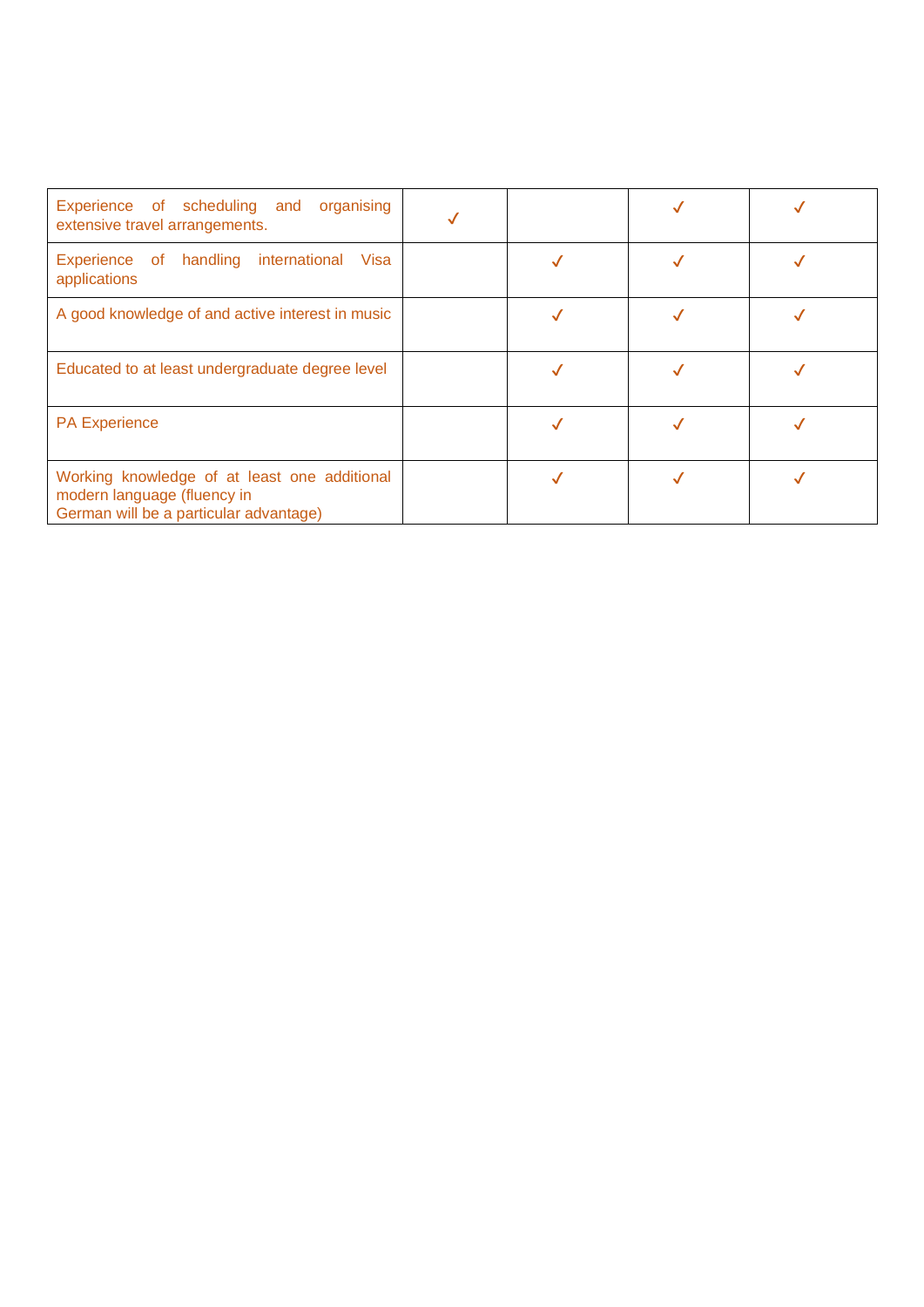| | | | | |
|---|---|---|---|---|
| Experience of scheduling and organising extensive travel arrangements. | ✓ | | ✓ | ✓ |
| Experience of handling international Visa applications | | ✓ | ✓ | ✓ |
| A good knowledge of and active interest in music | | ✓ | ✓ | ✓ |
| Educated to at least undergraduate degree level | | ✓ | ✓ | ✓ |
| PA Experience | | ✓ | ✓ | ✓ |
| Working knowledge of at least one additional modern language (fluency in German will be a particular advantage) | | ✓ | ✓ | ✓ |